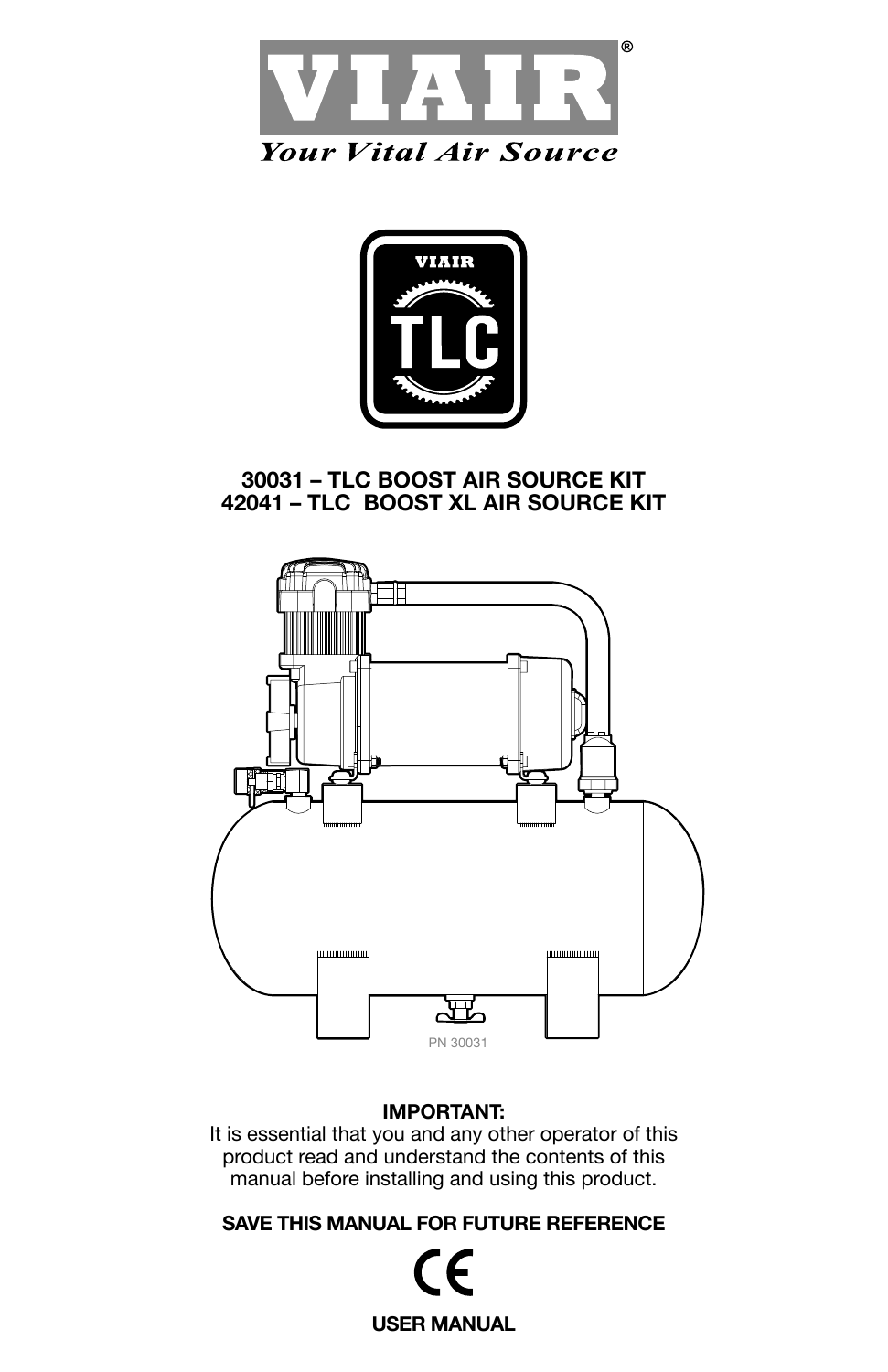VIAIR®

*Your Vital Air Source*

VIAIR TLC

## 30031 – TLC BOOST AIR SOURCE KIT
## 42041 – TLC BOOST XL AIR SOURCE KIT

PN 30031

**IMPORTANT:**
It is essential that you and any other operator of this product read and understand the contents of this manual before installing and using this product.

**SAVE THIS MANUAL FOR FUTURE REFERENCE**

CE

**USER MANUAL**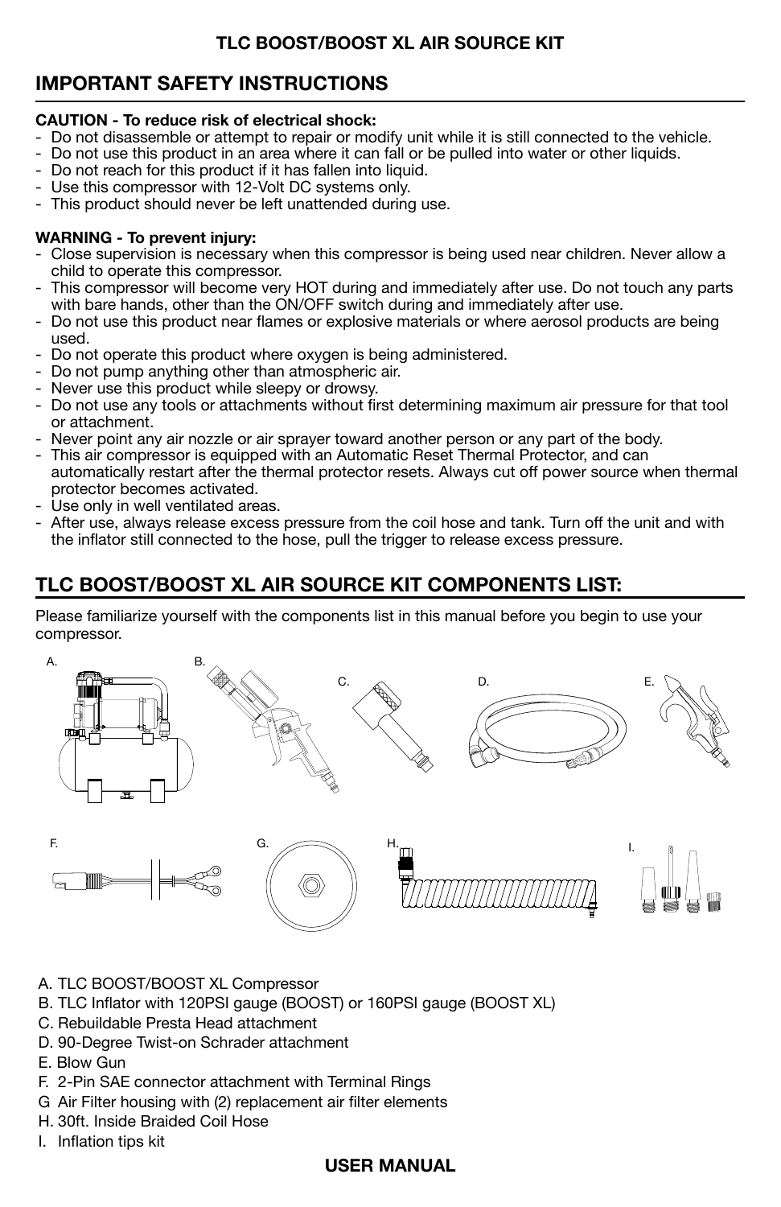**TLC BOOST/BOOST XL AIR SOURCE KIT**

## IMPORTANT SAFETY INSTRUCTIONS

**CAUTION - To reduce risk of electrical shock:**

- Do not disassemble or attempt to repair or modify unit while it is still connected to the vehicle.
- Do not use this product in an area where it can fall or be pulled into water or other liquids.
- Do not reach for this product if it has fallen into liquid.
- Use this compressor with 12-Volt DC systems only.
- This product should never be left unattended during use.

**WARNING - To prevent injury:**

- Close supervision is necessary when this compressor is being used near children. Never allow a child to operate this compressor.
- This compressor will become very HOT during and immediately after use. Do not touch any parts with bare hands, other than the ON/OFF switch during and immediately after use.
- Do not use this product near flames or explosive materials or where aerosol products are being used.
- Do not operate this product where oxygen is being administered.
- Do not pump anything other than atmospheric air.
- Never use this product while sleepy or drowsy.
- Do not use any tools or attachments without first determining maximum air pressure for that tool or attachment.
- Never point any air nozzle or air sprayer toward another person or any part of the body.
- This air compressor is equipped with an Automatic Reset Thermal Protector, and can automatically restart after the thermal protector resets. Always cut off power source when thermal protector becomes activated.
- Use only in well ventilated areas.
- After use, always release excess pressure from the coil hose and tank. Turn off the unit and with the inflator still connected to the hose, pull the trigger to release excess pressure.

## TLC BOOST/BOOST XL AIR SOURCE KIT COMPONENTS LIST:

Please familiarize yourself with the components list in this manual before you begin to use your compressor.

A. TLC BOOST/BOOST XL Compressor
B. TLC Inflator with 120PSI gauge (BOOST) or 160PSI gauge (BOOST XL)
C. Rebuildable Presta Head attachment
D. 90-Degree Twist-on Schrader attachment
E. Blow Gun
F. 2-Pin SAE connector attachment with Terminal Rings
G Air Filter housing with (2) replacement air filter elements
H. 30ft. Inside Braided Coil Hose
I. Inflation tips kit

**USER MANUAL**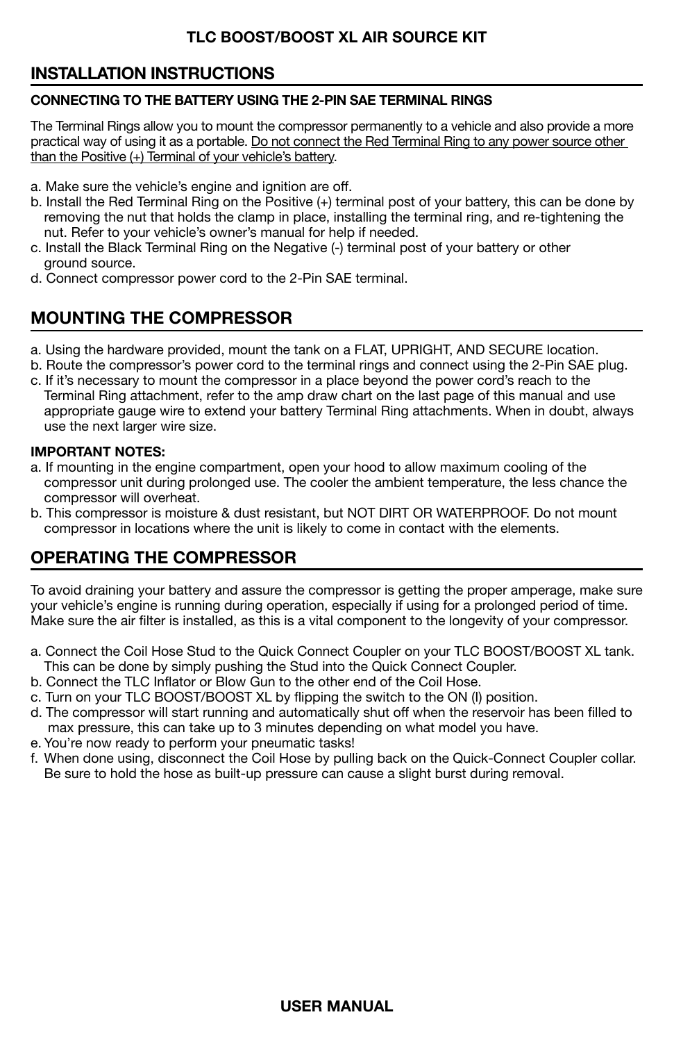**TLC BOOST/BOOST XL AIR SOURCE KIT**

## INSTALLATION INSTRUCTIONS

**CONNECTING TO THE BATTERY USING THE 2-PIN SAE TERMINAL RINGS**

The Terminal Rings allow you to mount the compressor permanently to a vehicle and also provide a more practical way of using it as a portable. <u>Do not connect the Red Terminal Ring to any power source other than the Positive (+) Terminal of your vehicle's battery</u>.

a. Make sure the vehicle's engine and ignition are off.
b. Install the Red Terminal Ring on the Positive (+) terminal post of your battery, this can be done by removing the nut that holds the clamp in place, installing the terminal ring, and re-tightening the nut. Refer to your vehicle's owner's manual for help if needed.
c. Install the Black Terminal Ring on the Negative (-) terminal post of your battery or other ground source.
d. Connect compressor power cord to the 2-Pin SAE terminal.

## MOUNTING THE COMPRESSOR

a. Using the hardware provided, mount the tank on a FLAT, UPRIGHT, AND SECURE location.
b. Route the compressor's power cord to the terminal rings and connect using the 2-Pin SAE plug.
c. If it's necessary to mount the compressor in a place beyond the power cord's reach to the Terminal Ring attachment, refer to the amp draw chart on the last page of this manual and use appropriate gauge wire to extend your battery Terminal Ring attachments. When in doubt, always use the next larger wire size.

**IMPORTANT NOTES:**
a. If mounting in the engine compartment, open your hood to allow maximum cooling of the compressor unit during prolonged use. The cooler the ambient temperature, the less chance the compressor will overheat.
b. This compressor is moisture & dust resistant, but NOT DIRT OR WATERPROOF. Do not mount compressor in locations where the unit is likely to come in contact with the elements.

## OPERATING THE COMPRESSOR

To avoid draining your battery and assure the compressor is getting the proper amperage, make sure your vehicle's engine is running during operation, especially if using for a prolonged period of time. Make sure the air filter is installed, as this is a vital component to the longevity of your compressor.

a. Connect the Coil Hose Stud to the Quick Connect Coupler on your TLC BOOST/BOOST XL tank. This can be done by simply pushing the Stud into the Quick Connect Coupler.
b. Connect the TLC Inflator or Blow Gun to the other end of the Coil Hose.
c. Turn on your TLC BOOST/BOOST XL by flipping the switch to the ON (l) position.
d. The compressor will start running and automatically shut off when the reservoir has been filled to max pressure, this can take up to 3 minutes depending on what model you have.
e. You're now ready to perform your pneumatic tasks!
f. When done using, disconnect the Coil Hose by pulling back on the Quick-Connect Coupler collar. Be sure to hold the hose as built-up pressure can cause a slight burst during removal.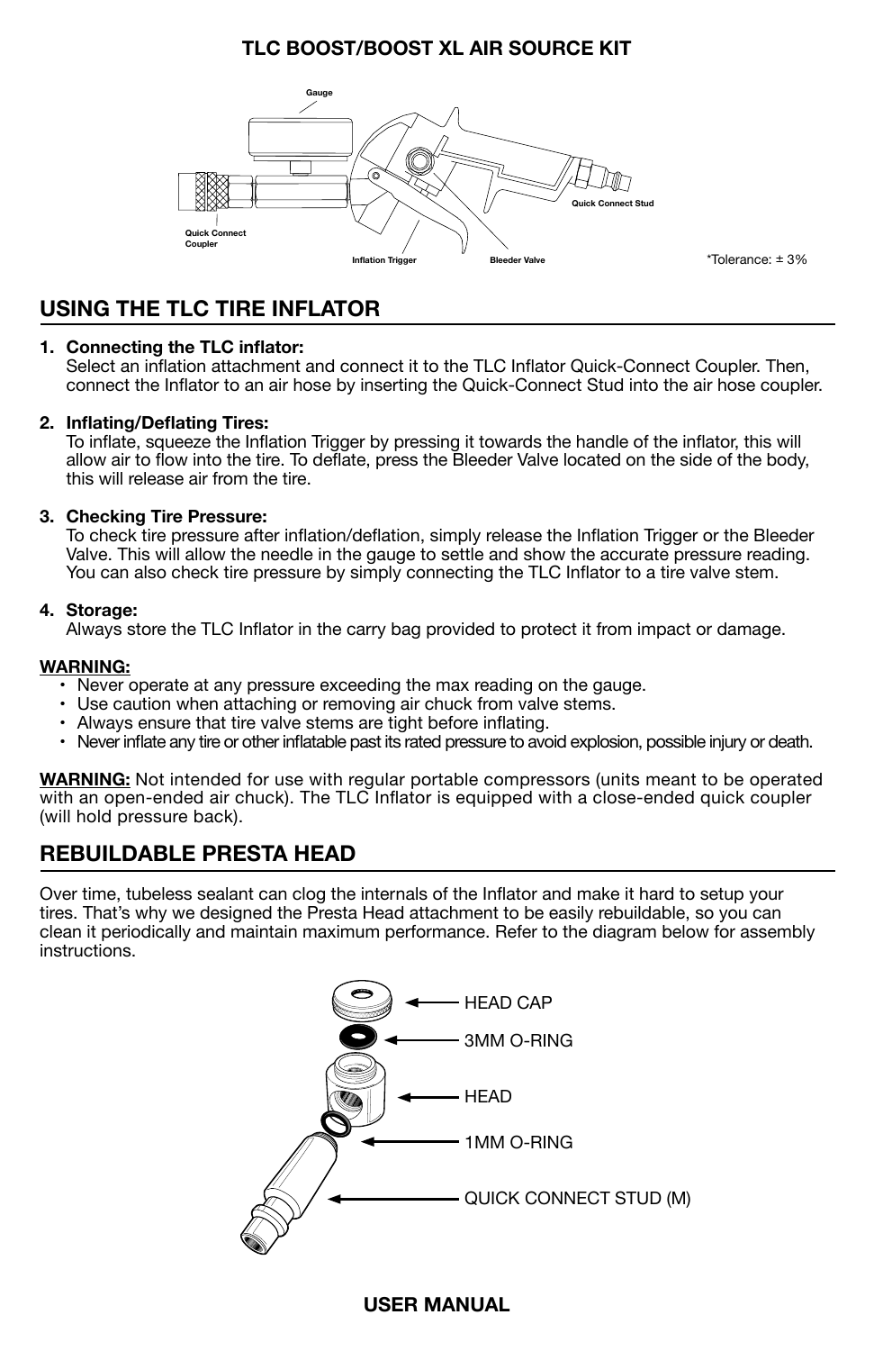## TLC BOOST/BOOST XL AIR SOURCE KIT

Gauge

Quick Connect Coupler

Inflation Trigger

Bleeder Valve

Quick Connect Stud

*Tolerance: ± 3%

## USING THE TLC TIRE INFLATOR

1. **Connecting the TLC inflator:**
   Select an inflation attachment and connect it to the TLC Inflator Quick-Connect Coupler. Then, connect the Inflator to an air hose by inserting the Quick-Connect Stud into the air hose coupler.

2. **Inflating/Deflating Tires:**
   To inflate, squeeze the Inflation Trigger by pressing it towards the handle of the inflator, this will allow air to flow into the tire. To deflate, press the Bleeder Valve located on the side of the body, this will release air from the tire.

3. **Checking Tire Pressure:**
   To check tire pressure after inflation/deflation, simply release the Inflation Trigger or the Bleeder Valve. This will allow the needle in the gauge to settle and show the accurate pressure reading. You can also check tire pressure by simply connecting the TLC Inflator to a tire valve stem.

4. **Storage:**
   Always store the TLC Inflator in the carry bag provided to protect it from impact or damage.

**WARNING:**

- Never operate at any pressure exceeding the max reading on the gauge.
- Use caution when attaching or removing air chuck from valve stems.
- Always ensure that tire valve stems are tight before inflating.
- Never inflate any tire or other inflatable past its rated pressure to avoid explosion, possible injury or death.

**WARNING:** Not intended for use with regular portable compressors (units meant to be operated with an open-ended air chuck). The TLC Inflator is equipped with a close-ended quick coupler (will hold pressure back).

## REBUILDABLE PRESTA HEAD

Over time, tubeless sealant can clog the internals of the Inflator and make it hard to setup your tires. That's why we designed the Presta Head attachment to be easily rebuildable, so you can clean it periodically and maintain maximum performance. Refer to the diagram below for assembly instructions.

HEAD CAP

3MM O-RING

HEAD

1MM O-RING

QUICK CONNECT STUD (M)

**USER MANUAL**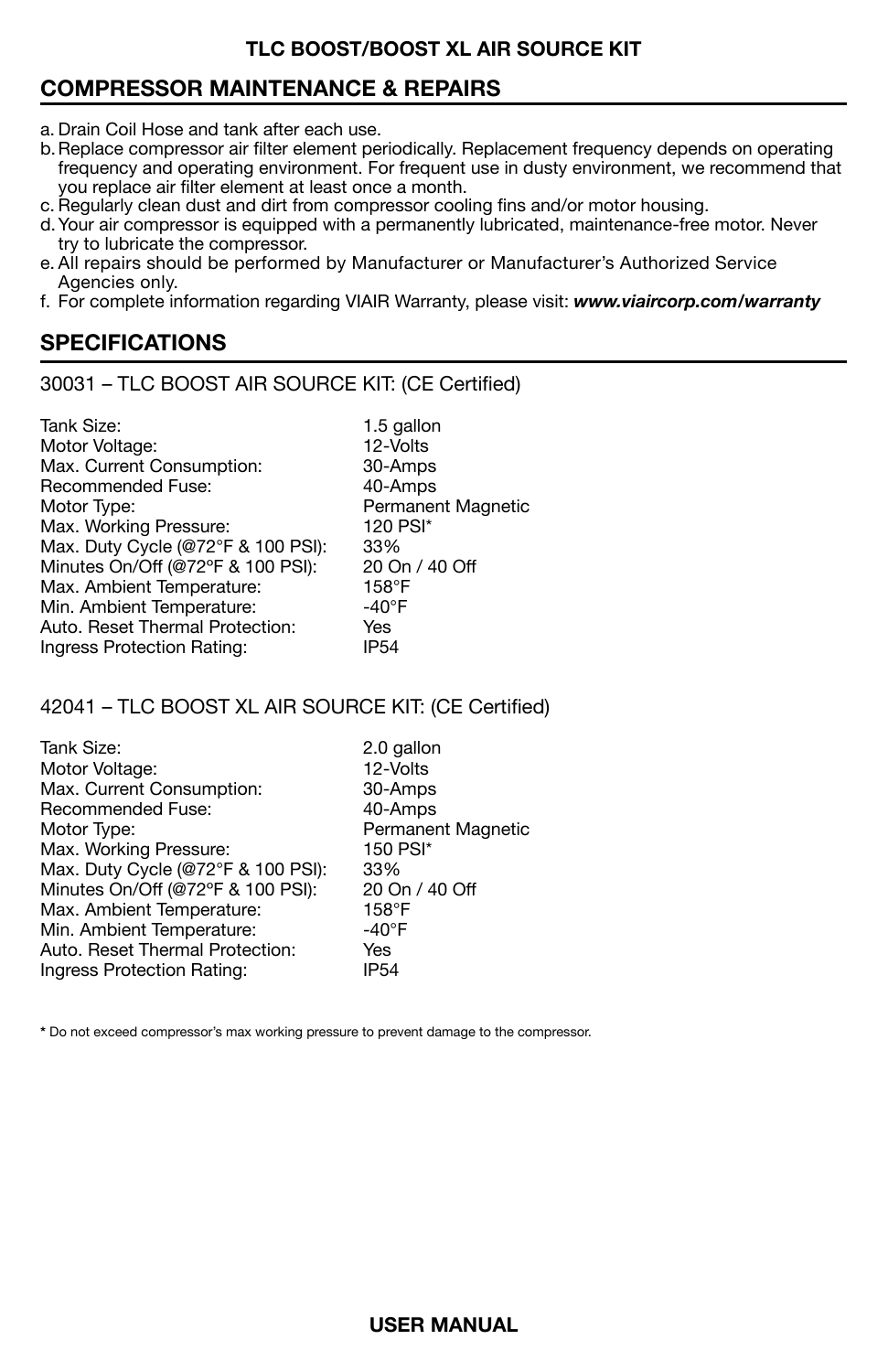## COMPRESSOR MAINTENANCE & REPAIRS

a. Drain Coil Hose and tank after each use.
b. Replace compressor air filter element periodically. Replacement frequency depends on operating frequency and operating environment. For frequent use in dusty environment, we recommend that you replace air filter element at least once a month.
c. Regularly clean dust and dirt from compressor cooling fins and/or motor housing.
d. Your air compressor is equipped with a permanently lubricated, maintenance-free motor. Never try to lubricate the compressor.
e. All repairs should be performed by Manufacturer or Manufacturer's Authorized Service Agencies only.
f. For complete information regarding VIAIR Warranty, please visit: ***www.viaircorp.com/warranty***

## SPECIFICATIONS

30031 – TLC BOOST AIR SOURCE KIT: (CE Certified)

| | |
|---|---|
| Tank Size: | 1.5 gallon |
| Motor Voltage: | 12-Volts |
| Max. Current Consumption: | 30-Amps |
| Recommended Fuse: | 40-Amps |
| Motor Type: | Permanent Magnetic |
| Max. Working Pressure: | 120 PSI* |
| Max. Duty Cycle (@72°F & 100 PSI): | 33% |
| Minutes On/Off (@72ºF & 100 PSI): | 20 On / 40 Off |
| Max. Ambient Temperature: | 158°F |
| Min. Ambient Temperature: | -40°F |
| Auto. Reset Thermal Protection: | Yes |
| Ingress Protection Rating: | IP54 |

42041 – TLC BOOST XL AIR SOURCE KIT: (CE Certified)

| | |
|---|---|
| Tank Size: | 2.0 gallon |
| Motor Voltage: | 12-Volts |
| Max. Current Consumption: | 30-Amps |
| Recommended Fuse: | 40-Amps |
| Motor Type: | Permanent Magnetic |
| Max. Working Pressure: | 150 PSI* |
| Max. Duty Cycle (@72°F & 100 PSI): | 33% |
| Minutes On/Off (@72ºF & 100 PSI): | 20 On / 40 Off |
| Max. Ambient Temperature: | 158°F |
| Min. Ambient Temperature: | -40°F |
| Auto. Reset Thermal Protection: | Yes |
| Ingress Protection Rating: | IP54 |

**\*** Do not exceed compressor's max working pressure to prevent damage to the compressor.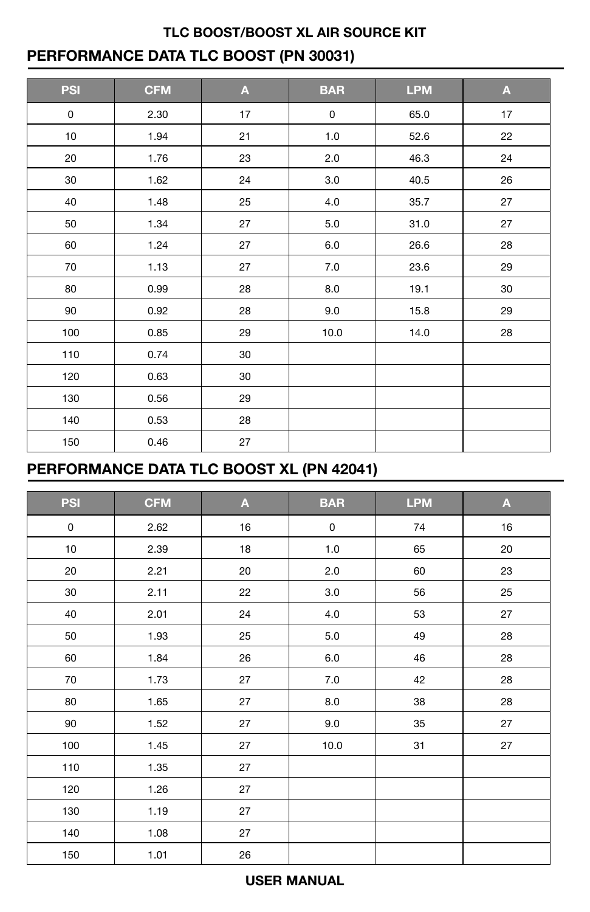## TLC BOOST/BOOST XL AIR SOURCE KIT

## PERFORMANCE DATA TLC BOOST (PN 30031)

| PSI | CFM | A | BAR | LPM | A |
|---|---|---|---|---|---|
| 0 | 2.30 | 17 | 0 | 65.0 | 17 |
| 10 | 1.94 | 21 | 1.0 | 52.6 | 22 |
| 20 | 1.76 | 23 | 2.0 | 46.3 | 24 |
| 30 | 1.62 | 24 | 3.0 | 40.5 | 26 |
| 40 | 1.48 | 25 | 4.0 | 35.7 | 27 |
| 50 | 1.34 | 27 | 5.0 | 31.0 | 27 |
| 60 | 1.24 | 27 | 6.0 | 26.6 | 28 |
| 70 | 1.13 | 27 | 7.0 | 23.6 | 29 |
| 80 | 0.99 | 28 | 8.0 | 19.1 | 30 |
| 90 | 0.92 | 28 | 9.0 | 15.8 | 29 |
| 100 | 0.85 | 29 | 10.0 | 14.0 | 28 |
| 110 | 0.74 | 30 | | | |
| 120 | 0.63 | 30 | | | |
| 130 | 0.56 | 29 | | | |
| 140 | 0.53 | 28 | | | |
| 150 | 0.46 | 27 | | | |

## PERFORMANCE DATA TLC BOOST XL (PN 42041)

| PSI | CFM | A | BAR | LPM | A |
|---|---|---|---|---|---|
| 0 | 2.62 | 16 | 0 | 74 | 16 |
| 10 | 2.39 | 18 | 1.0 | 65 | 20 |
| 20 | 2.21 | 20 | 2.0 | 60 | 23 |
| 30 | 2.11 | 22 | 3.0 | 56 | 25 |
| 40 | 2.01 | 24 | 4.0 | 53 | 27 |
| 50 | 1.93 | 25 | 5.0 | 49 | 28 |
| 60 | 1.84 | 26 | 6.0 | 46 | 28 |
| 70 | 1.73 | 27 | 7.0 | 42 | 28 |
| 80 | 1.65 | 27 | 8.0 | 38 | 28 |
| 90 | 1.52 | 27 | 9.0 | 35 | 27 |
| 100 | 1.45 | 27 | 10.0 | 31 | 27 |
| 110 | 1.35 | 27 | | | |
| 120 | 1.26 | 27 | | | |
| 130 | 1.19 | 27 | | | |
| 140 | 1.08 | 27 | | | |
| 150 | 1.01 | 26 | | | |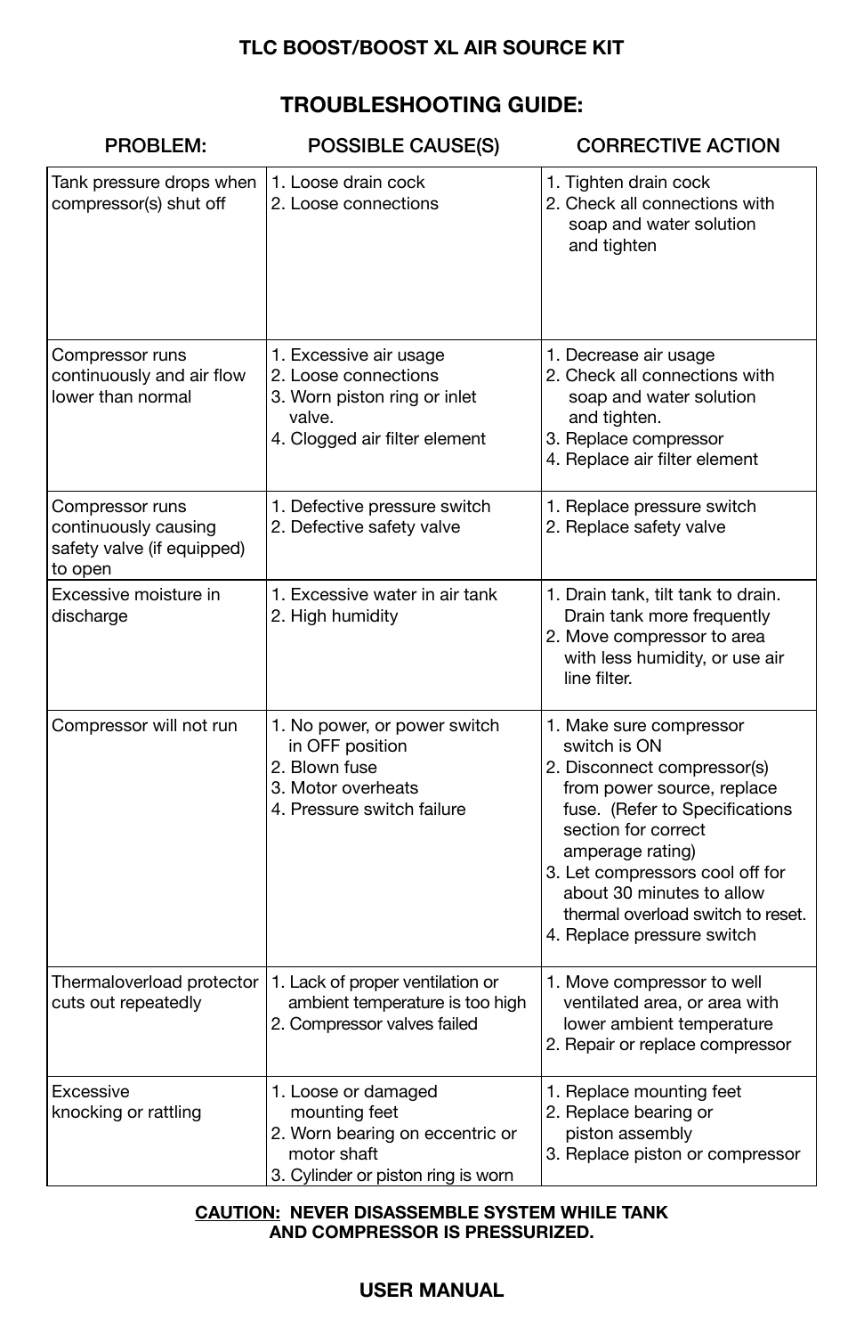**TLC BOOST/BOOST XL AIR SOURCE KIT**

## TROUBLESHOOTING GUIDE:

| PROBLEM: | POSSIBLE CAUSE(S) | CORRECTIVE ACTION |
|---|---|---|
| Tank pressure drops when compressor(s) shut off | 1. Loose drain cock<br>2. Loose connections | 1. Tighten drain cock<br>2. Check all connections with soap and water solution and tighten |
| Compressor runs continuously and air flow lower than normal | 1. Excessive air usage<br>2. Loose connections<br>3. Worn piston ring or inlet valve.<br>4. Clogged air filter element | 1. Decrease air usage<br>2. Check all connections with soap and water solution and tighten.<br>3. Replace compressor<br>4. Replace air filter element |
| Compressor runs continuously causing safety valve (if equipped) to open | 1. Defective pressure switch<br>2. Defective safety valve | 1. Replace pressure switch<br>2. Replace safety valve |
| Excessive moisture in discharge | 1. Excessive water in air tank<br>2. High humidity | 1. Drain tank, tilt tank to drain. Drain tank more frequently<br>2. Move compressor to area with less humidity, or use air line filter. |
| Compressor will not run | 1. No power, or power switch in OFF position<br>2. Blown fuse<br>3. Motor overheats<br>4. Pressure switch failure | 1. Make sure compressor switch is ON<br>2. Disconnect compressor(s) from power source, replace fuse. (Refer to Specifications section for correct amperage rating)<br>3. Let compressors cool off for about 30 minutes to allow thermal overload switch to reset.<br>4. Replace pressure switch |
| Thermaloverload protector cuts out repeatedly | 1. Lack of proper ventilation or ambient temperature is too high<br>2. Compressor valves failed | 1. Move compressor to well ventilated area, or area with lower ambient temperature<br>2. Repair or replace compressor |
| Excessive knocking or rattling | 1. Loose or damaged mounting feet<br>2. Worn bearing on eccentric or motor shaft<br>3. Cylinder or piston ring is worn | 1. Replace mounting feet<br>2. Replace bearing or piston assembly<br>3. Replace piston or compressor |

**CAUTION: NEVER DISASSEMBLE SYSTEM WHILE TANK AND COMPRESSOR IS PRESSURIZED.**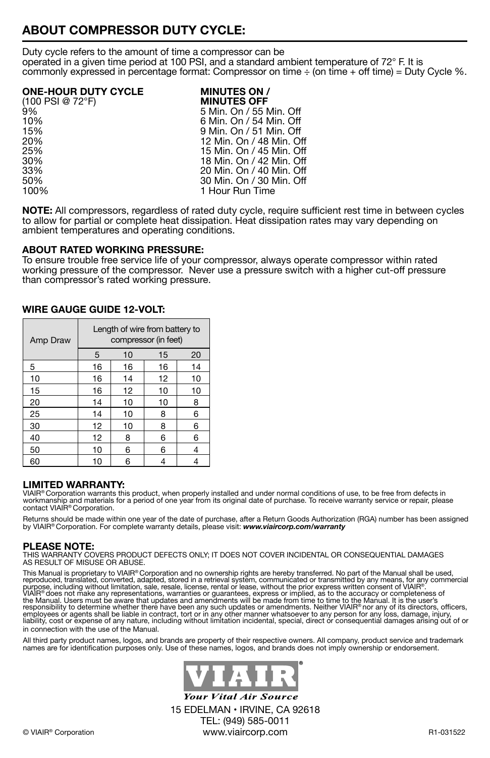## ABOUT COMPRESSOR DUTY CYCLE:

Duty cycle refers to the amount of time a compressor can be operated in a given time period at 100 PSI, and a standard ambient temperature of 72° F. It is commonly expressed in percentage format: Compressor on time ÷ (on time + off time) = Duty Cycle %.

| ONE-HOUR DUTY CYCLE (100 PSI @ 72°F) | MINUTES ON / MINUTES OFF |
|---|---|
| 9% | 5 Min. On / 55 Min. Off |
| 10% | 6 Min. On / 54 Min. Off |
| 15% | 9 Min. On / 51 Min. Off |
| 20% | 12 Min. On / 48 Min. Off |
| 25% | 15 Min. On / 45 Min. Off |
| 30% | 18 Min. On / 42 Min. Off |
| 33% | 20 Min. On / 40 Min. Off |
| 50% | 30 Min. On / 30 Min. Off |
| 100% | 1 Hour Run Time |

**NOTE:** All compressors, regardless of rated duty cycle, require sufficient rest time in between cycles to allow for partial or complete heat dissipation. Heat dissipation rates may vary depending on ambient temperatures and operating conditions.

**ABOUT RATED WORKING PRESSURE:**
To ensure trouble free service life of your compressor, always operate compressor within rated working pressure of the compressor. Never use a pressure switch with a higher cut-off pressure than compressor's rated working pressure.

**WIRE GAUGE GUIDE 12-VOLT:**

| Amp Draw | Length of wire from battery to compressor (in feet) | | | |
|---|---|---|---|---|
| | 5 | 10 | 15 | 20 |
| 5 | 16 | 16 | 16 | 14 |
| 10 | 16 | 14 | 12 | 10 |
| 15 | 16 | 12 | 10 | 10 |
| 20 | 14 | 10 | 10 | 8 |
| 25 | 14 | 10 | 8 | 6 |
| 30 | 12 | 10 | 8 | 6 |
| 40 | 12 | 8 | 6 | 6 |
| 50 | 10 | 6 | 6 | 4 |
| 60 | 10 | 6 | 4 | 4 |

**LIMITED WARRANTY:**
VIAIR® Corporation warrants this product, when properly installed and under normal conditions of use, to be free from defects in workmanship and materials for a period of one year from its original date of purchase. To receive warranty service or repair, please contact VIAIR® Corporation.

Returns should be made within one year of the date of purchase, after a Return Goods Authorization (RGA) number has been assigned by VIAIR® Corporation. For complete warranty details, please visit: ***www.viaircorp.com/warranty***

**PLEASE NOTE:**
THIS WARRANTY COVERS PRODUCT DEFECTS ONLY; IT DOES NOT COVER INCIDENTAL OR CONSEQUENTIAL DAMAGES AS RESULT OF MISUSE OR ABUSE.

This Manual is proprietary to VIAIR® Corporation and no ownership rights are hereby transferred. No part of the Manual shall be used, reproduced, translated, converted, adapted, stored in a retrieval system, communicated or transmitted by any means, for any commercial purpose, including without limitation, sale, resale, license, rental or lease, without the prior express written consent of VIAIR®. VIAIR® does not make any representations, warranties or guarantees, express or implied, as to the accuracy or completeness of the Manual. Users must be aware that updates and amendments will be made from time to time to the Manual. It is the user's responsibility to determine whether there have been any such updates or amendments. Neither VIAIR® nor any of its directors, officers, employees or agents shall be liable in contract, tort or in any other manner whatsoever to any person for any loss, damage, injury, liability, cost or expense of any nature, including without limitation incidental, special, direct or consequential damages arising out of or in connection with the use of the Manual.

All third party product names, logos, and brands are property of their respective owners. All company, product service and trademark names are for identification purposes only. Use of these names, logos, and brands does not imply ownership or endorsement.

VIAIR®
*Your Vital Air Source*

15 EDELMAN • IRVINE, CA 92618
TEL: (949) 585-0011
www.viaircorp.com

© VIAIR® Corporation

R1-031522